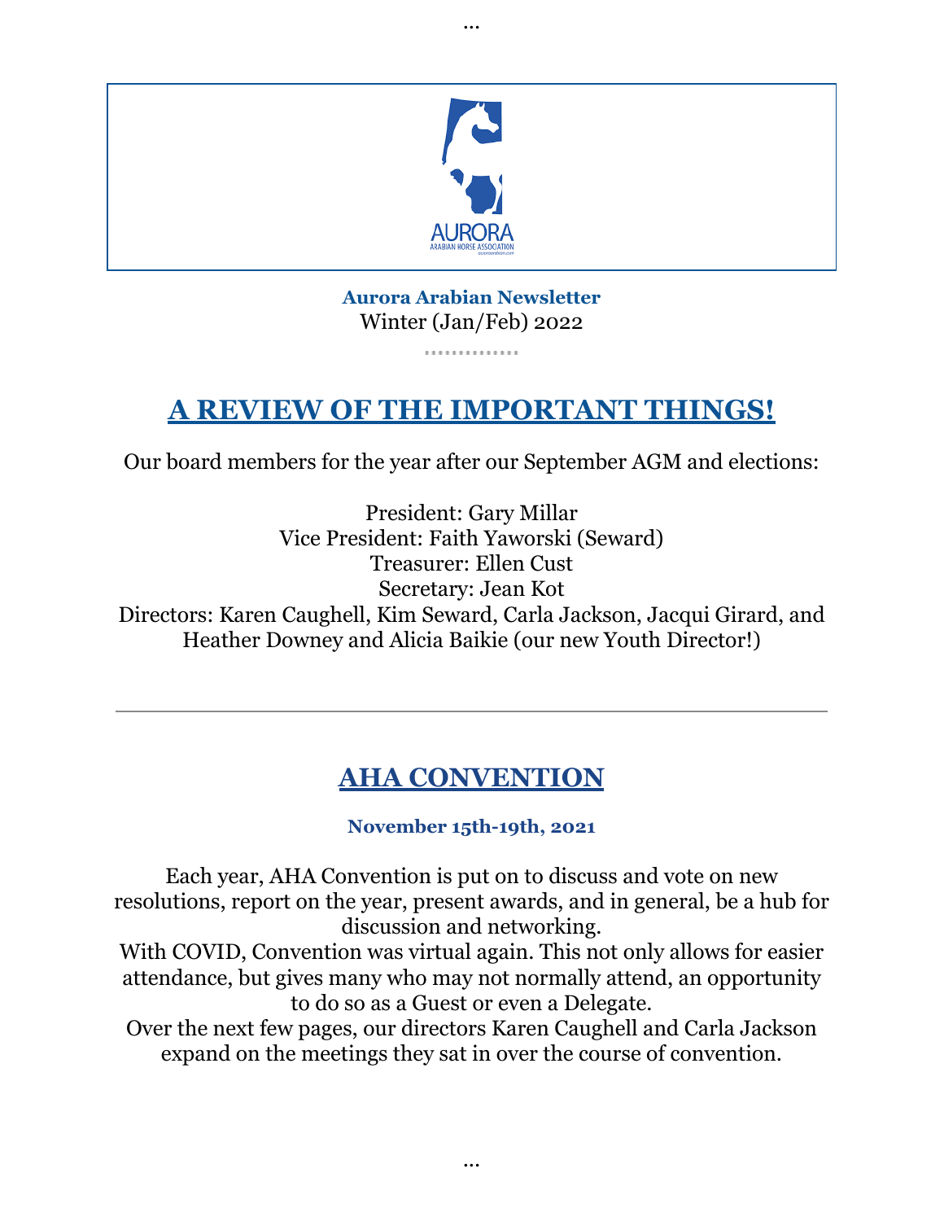**Aurora Arabian Newsletter**
Winter (Jan/Feb) 2022

# A REVIEW OF THE IMPORTANT THINGS!

Our board members for the year after our September AGM and elections:

President: Gary Millar
Vice President: Faith Yaworski (Seward)
Treasurer: Ellen Cust
Secretary: Jean Kot
Directors: Karen Caughell, Kim Seward, Carla Jackson, Jacqui Girard, and Heather Downey and Alicia Baikie (our new Youth Director!)

---

# AHA CONVENTION

**November 15th-19th, 2021**

Each year, AHA Convention is put on to discuss and vote on new resolutions, report on the year, present awards, and in general, be a hub for discussion and networking.
With COVID, Convention was virtual again. This not only allows for easier attendance, but gives many who may not normally attend, an opportunity to do so as a Guest or even a Delegate.
Over the next few pages, our directors Karen Caughell and Carla Jackson expand on the meetings they sat in over the course of convention.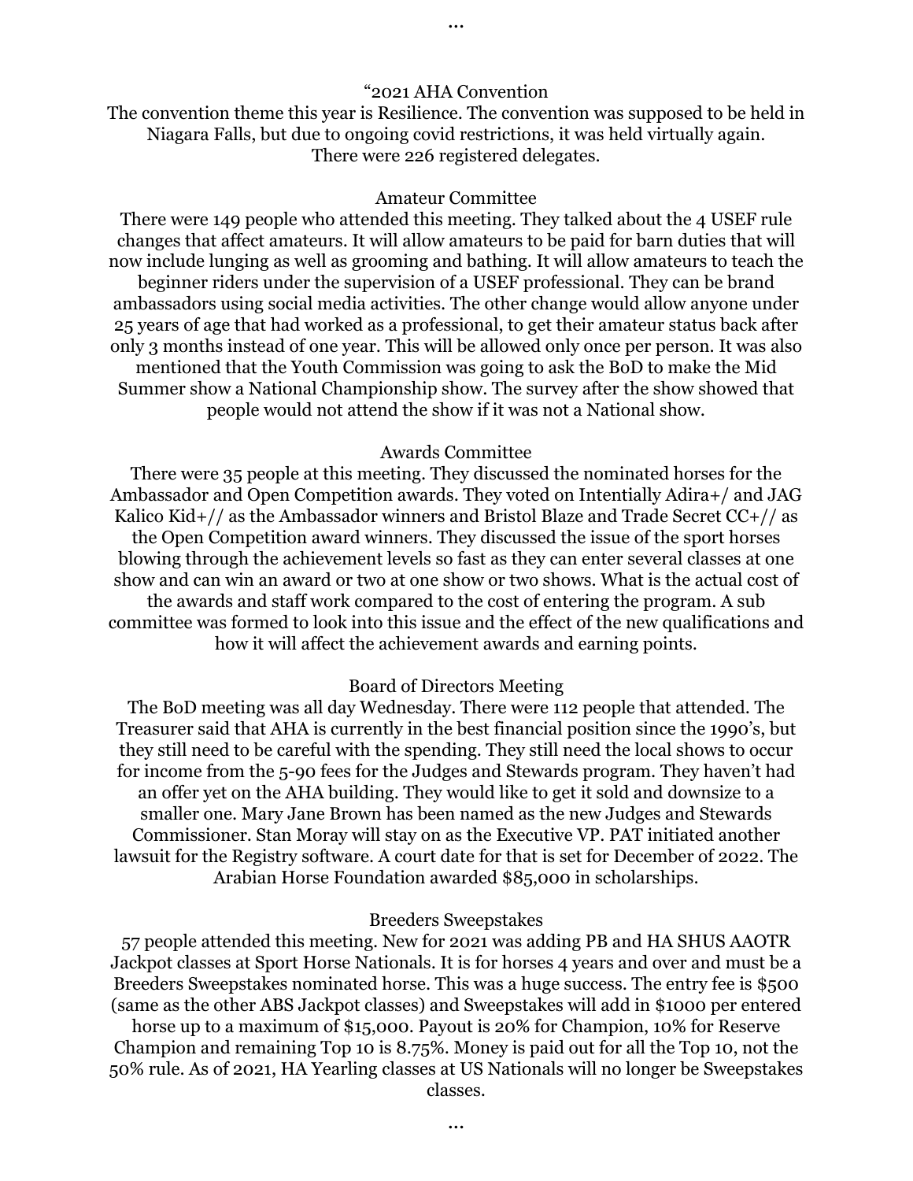...

“2021 AHA Convention

The convention theme this year is Resilience. The convention was supposed to be held in Niagara Falls, but due to ongoing covid restrictions, it was held virtually again. There were 226 registered delegates.

### Amateur Committee

There were 149 people who attended this meeting. They talked about the 4 USEF rule changes that affect amateurs. It will allow amateurs to be paid for barn duties that will now include lunging as well as grooming and bathing. It will allow amateurs to teach the beginner riders under the supervision of a USEF professional. They can be brand ambassadors using social media activities. The other change would allow anyone under 25 years of age that had worked as a professional, to get their amateur status back after only 3 months instead of one year. This will be allowed only once per person. It was also mentioned that the Youth Commission was going to ask the BoD to make the Mid Summer show a National Championship show. The survey after the show showed that people would not attend the show if it was not a National show.

### Awards Committee

There were 35 people at this meeting. They discussed the nominated horses for the Ambassador and Open Competition awards. They voted on Intentially Adira+/ and JAG Kalico Kid+// as the Ambassador winners and Bristol Blaze and Trade Secret CC+// as the Open Competition award winners. They discussed the issue of the sport horses blowing through the achievement levels so fast as they can enter several classes at one show and can win an award or two at one show or two shows. What is the actual cost of the awards and staff work compared to the cost of entering the program. A sub committee was formed to look into this issue and the effect of the new qualifications and how it will affect the achievement awards and earning points.

### Board of Directors Meeting

The BoD meeting was all day Wednesday. There were 112 people that attended. The Treasurer said that AHA is currently in the best financial position since the 1990’s, but they still need to be careful with the spending. They still need the local shows to occur for income from the 5-90 fees for the Judges and Stewards program. They haven’t had an offer yet on the AHA building. They would like to get it sold and downsize to a smaller one. Mary Jane Brown has been named as the new Judges and Stewards Commissioner. Stan Moray will stay on as the Executive VP. PAT initiated another lawsuit for the Registry software. A court date for that is set for December of 2022. The Arabian Horse Foundation awarded $85,000 in scholarships.

### Breeders Sweepstakes

57 people attended this meeting. New for 2021 was adding PB and HA SHUS AAOTR Jackpot classes at Sport Horse Nationals. It is for horses 4 years and over and must be a Breeders Sweepstakes nominated horse. This was a huge success. The entry fee is $500 (same as the other ABS Jackpot classes) and Sweepstakes will add in $1000 per entered horse up to a maximum of $15,000. Payout is 20% for Champion, 10% for Reserve Champion and remaining Top 10 is 8.75%. Money is paid out for all the Top 10, not the 50% rule. As of 2021, HA Yearling classes at US Nationals will no longer be Sweepstakes classes.

...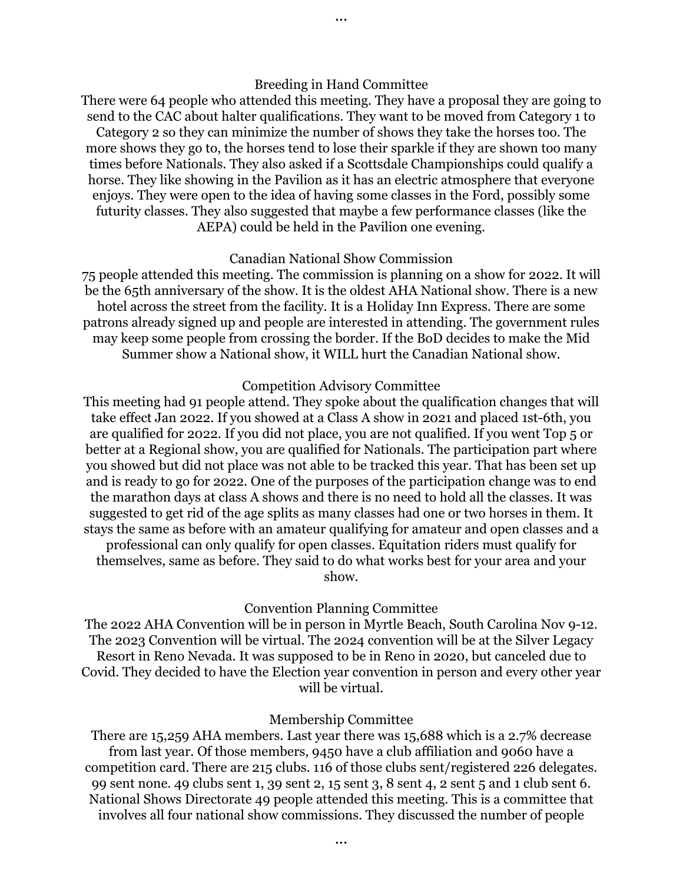...

## Breeding in Hand Committee

There were 64 people who attended this meeting. They have a proposal they are going to send to the CAC about halter qualifications. They want to be moved from Category 1 to Category 2 so they can minimize the number of shows they take the horses too. The more shows they go to, the horses tend to lose their sparkle if they are shown too many times before Nationals. They also asked if a Scottsdale Championships could qualify a horse. They like showing in the Pavilion as it has an electric atmosphere that everyone enjoys. They were open to the idea of having some classes in the Ford, possibly some futurity classes. They also suggested that maybe a few performance classes (like the AEPA) could be held in the Pavilion one evening.

## Canadian National Show Commission

75 people attended this meeting. The commission is planning on a show for 2022. It will be the 65th anniversary of the show. It is the oldest AHA National show. There is a new hotel across the street from the facility. It is a Holiday Inn Express. There are some patrons already signed up and people are interested in attending. The government rules may keep some people from crossing the border. If the BoD decides to make the Mid Summer show a National show, it WILL hurt the Canadian National show.

## Competition Advisory Committee

This meeting had 91 people attend. They spoke about the qualification changes that will take effect Jan 2022. If you showed at a Class A show in 2021 and placed 1st-6th, you are qualified for 2022. If you did not place, you are not qualified. If you went Top 5 or better at a Regional show, you are qualified for Nationals. The participation part where you showed but did not place was not able to be tracked this year. That has been set up and is ready to go for 2022. One of the purposes of the participation change was to end the marathon days at class A shows and there is no need to hold all the classes. It was suggested to get rid of the age splits as many classes had one or two horses in them. It stays the same as before with an amateur qualifying for amateur and open classes and a professional can only qualify for open classes. Equitation riders must qualify for themselves, same as before. They said to do what works best for your area and your show.

## Convention Planning Committee

The 2022 AHA Convention will be in person in Myrtle Beach, South Carolina Nov 9-12. The 2023 Convention will be virtual. The 2024 convention will be at the Silver Legacy Resort in Reno Nevada. It was supposed to be in Reno in 2020, but canceled due to Covid. They decided to have the Election year convention in person and every other year will be virtual.

## Membership Committee

There are 15,259 AHA members. Last year there was 15,688 which is a 2.7% decrease from last year. Of those members, 9450 have a club affiliation and 9060 have a competition card. There are 215 clubs. 116 of those clubs sent/registered 226 delegates. 99 sent none. 49 clubs sent 1, 39 sent 2, 15 sent 3, 8 sent 4, 2 sent 5 and 1 club sent 6. National Shows Directorate 49 people attended this meeting. This is a committee that involves all four national show commissions. They discussed the number of people

...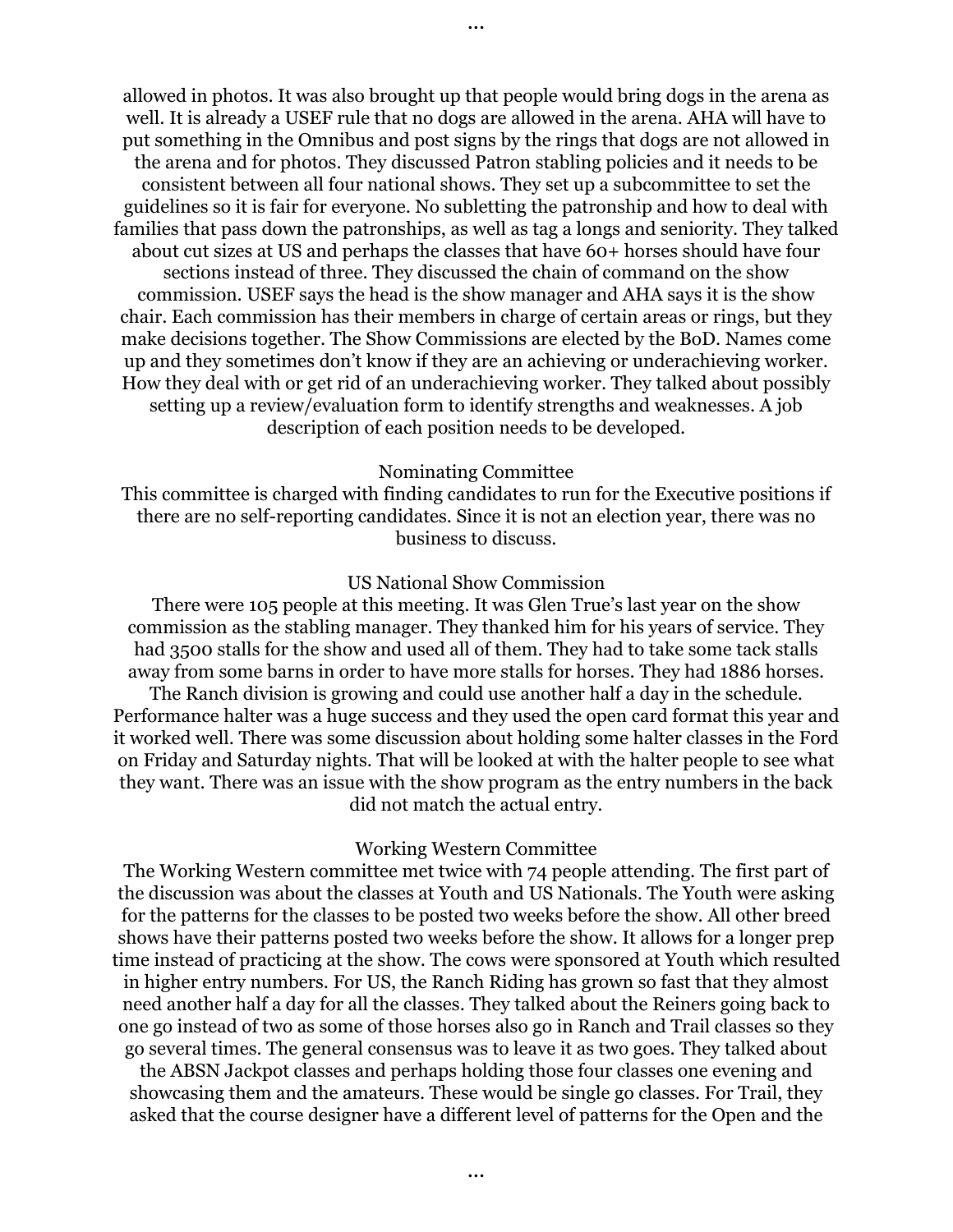allowed in photos. It was also brought up that people would bring dogs in the arena as well. It is already a USEF rule that no dogs are allowed in the arena. AHA will have to put something in the Omnibus and post signs by the rings that dogs are not allowed in the arena and for photos. They discussed Patron stabling policies and it needs to be consistent between all four national shows. They set up a subcommittee to set the guidelines so it is fair for everyone. No subletting the patronship and how to deal with families that pass down the patronships, as well as tag a longs and seniority. They talked about cut sizes at US and perhaps the classes that have 60+ horses should have four sections instead of three. They discussed the chain of command on the show commission. USEF says the head is the show manager and AHA says it is the show chair. Each commission has their members in charge of certain areas or rings, but they make decisions together. The Show Commissions are elected by the BoD. Names come up and they sometimes don't know if they are an achieving or underachieving worker. How they deal with or get rid of an underachieving worker. They talked about possibly setting up a review/evaluation form to identify strengths and weaknesses. A job description of each position needs to be developed.

## Nominating Committee

This committee is charged with finding candidates to run for the Executive positions if there are no self-reporting candidates. Since it is not an election year, there was no business to discuss.

## US National Show Commission

There were 105 people at this meeting. It was Glen True's last year on the show commission as the stabling manager. They thanked him for his years of service. They had 3500 stalls for the show and used all of them. They had to take some tack stalls away from some barns in order to have more stalls for horses. They had 1886 horses. The Ranch division is growing and could use another half a day in the schedule. Performance halter was a huge success and they used the open card format this year and it worked well. There was some discussion about holding some halter classes in the Ford on Friday and Saturday nights. That will be looked at with the halter people to see what they want. There was an issue with the show program as the entry numbers in the back did not match the actual entry.

## Working Western Committee

The Working Western committee met twice with 74 people attending. The first part of the discussion was about the classes at Youth and US Nationals. The Youth were asking for the patterns for the classes to be posted two weeks before the show. All other breed shows have their patterns posted two weeks before the show. It allows for a longer prep time instead of practicing at the show. The cows were sponsored at Youth which resulted in higher entry numbers. For US, the Ranch Riding has grown so fast that they almost need another half a day for all the classes. They talked about the Reiners going back to one go instead of two as some of those horses also go in Ranch and Trail classes so they go several times. The general consensus was to leave it as two goes. They talked about the ABSN Jackpot classes and perhaps holding those four classes one evening and showcasing them and the amateurs. These would be single go classes. For Trail, they asked that the course designer have a different level of patterns for the Open and the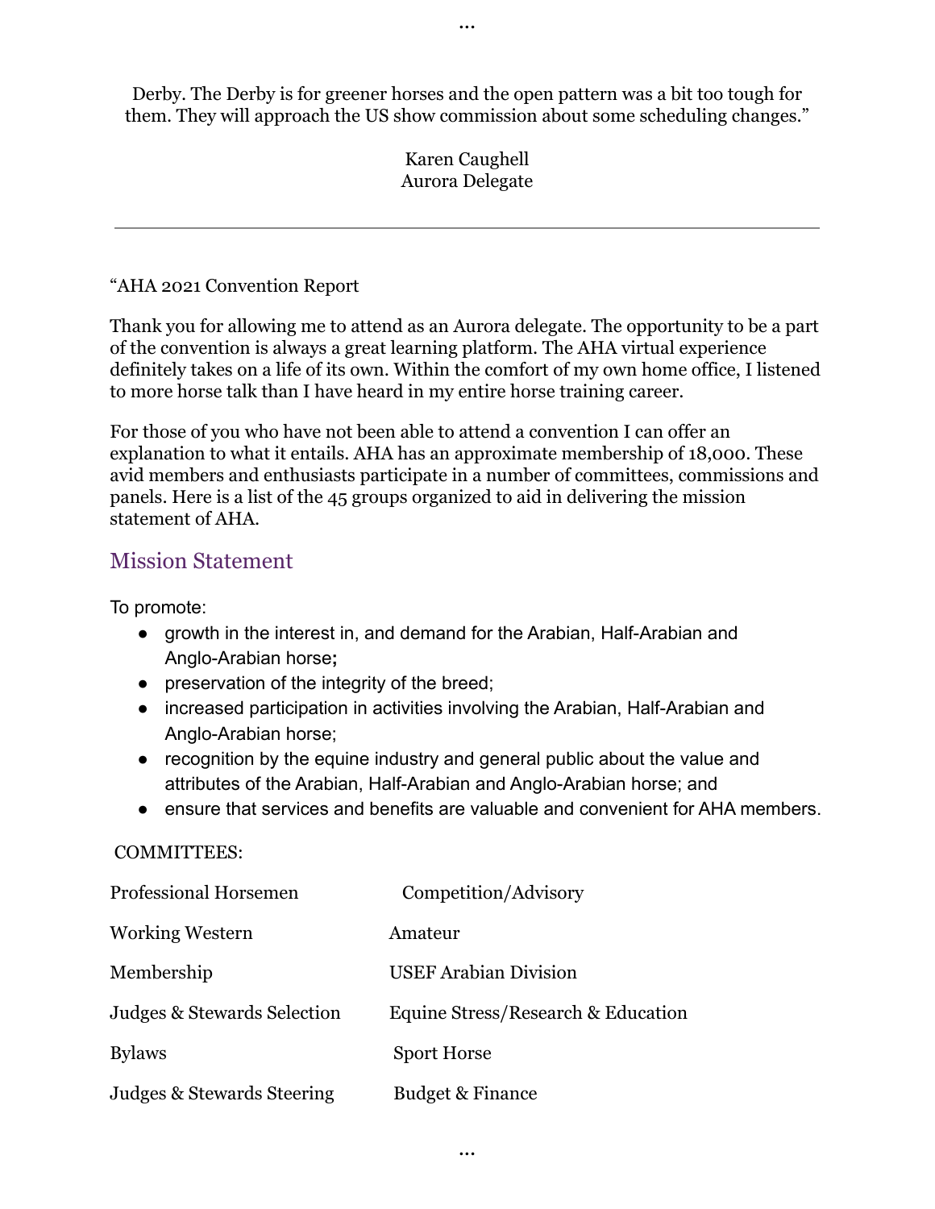Derby. The Derby is for greener horses and the open pattern was a bit too tough for them. They will approach the US show commission about some scheduling changes."

Karen Caughell
Aurora Delegate

---

"AHA 2021 Convention Report

Thank you for allowing me to attend as an Aurora delegate. The opportunity to be a part of the convention is always a great learning platform. The AHA virtual experience definitely takes on a life of its own. Within the comfort of my own home office, I listened to more horse talk than I have heard in my entire horse training career.

For those of you who have not been able to attend a convention I can offer an explanation to what it entails. AHA has an approximate membership of 18,000. These avid members and enthusiasts participate in a number of committees, commissions and panels. Here is a list of the 45 groups organized to aid in delivering the mission statement of AHA.

## Mission Statement

To promote:

- growth in the interest in, and demand for the Arabian, Half-Arabian and Anglo-Arabian horse**;**
- preservation of the integrity of the breed;
- increased participation in activities involving the Arabian, Half-Arabian and Anglo-Arabian horse;
- recognition by the equine industry and general public about the value and attributes of the Arabian, Half-Arabian and Anglo-Arabian horse; and
- ensure that services and benefits are valuable and convenient for AHA members.

COMMITTEES:

| | |
|---|---|
| Professional Horsemen | Competition/Advisory |
| Working Western | Amateur |
| Membership | USEF Arabian Division |
| Judges & Stewards Selection | Equine Stress/Research & Education |
| Bylaws | Sport Horse |
| Judges & Stewards Steering | Budget & Finance |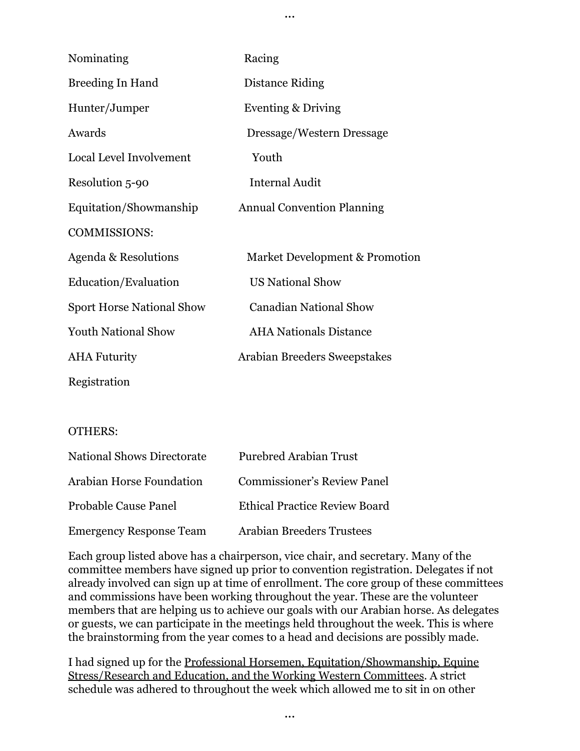| | |
|---|---|
| Nominating | Racing |
| Breeding In Hand | Distance Riding |
| Hunter/Jumper | Eventing & Driving |
| Awards | Dressage/Western Dressage |
| Local Level Involvement | Youth |
| Resolution 5-90 | Internal Audit |
| Equitation/Showmanship | Annual Convention Planning |

COMMISSIONS:

| | |
|---|---|
| Agenda & Resolutions | Market Development & Promotion |
| Education/Evaluation | US National Show |
| Sport Horse National Show | Canadian National Show |
| Youth National Show | AHA Nationals Distance |
| AHA Futurity | Arabian Breeders Sweepstakes |
| Registration | |

OTHERS:

| | |
|---|---|
| National Shows Directorate | Purebred Arabian Trust |
| Arabian Horse Foundation | Commissioner's Review Panel |
| Probable Cause Panel | Ethical Practice Review Board |
| Emergency Response Team | Arabian Breeders Trustees |

Each group listed above has a chairperson, vice chair, and secretary. Many of the committee members have signed up prior to convention registration. Delegates if not already involved can sign up at time of enrollment. The core group of these committees and commissions have been working throughout the year. These are the volunteer members that are helping us to achieve our goals with our Arabian horse. As delegates or guests, we can participate in the meetings held throughout the week. This is where the brainstorming from the year comes to a head and decisions are possibly made.

I had signed up for the Professional Horsemen, Equitation/Showmanship, Equine Stress/Research and Education, and the Working Western Committees. A strict schedule was adhered to throughout the week which allowed me to sit in on other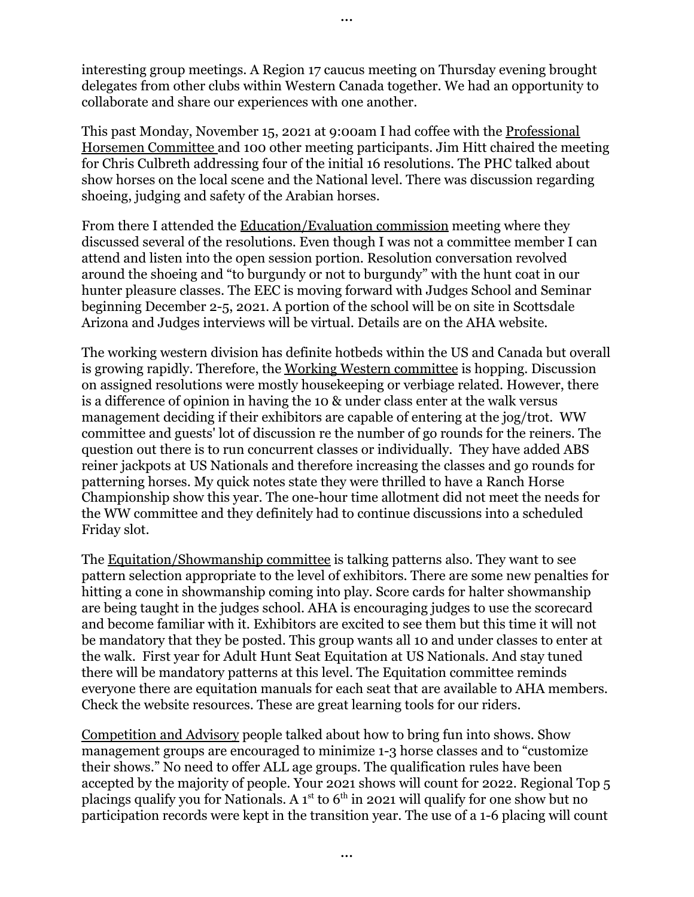interesting group meetings. A Region 17 caucus meeting on Thursday evening brought delegates from other clubs within Western Canada together. We had an opportunity to collaborate and share our experiences with one another.

This past Monday, November 15, 2021 at 9:00am I had coffee with the Professional Horsemen Committee and 100 other meeting participants. Jim Hitt chaired the meeting for Chris Culbreth addressing four of the initial 16 resolutions. The PHC talked about show horses on the local scene and the National level. There was discussion regarding shoeing, judging and safety of the Arabian horses.

From there I attended the Education/Evaluation commission meeting where they discussed several of the resolutions. Even though I was not a committee member I can attend and listen into the open session portion. Resolution conversation revolved around the shoeing and "to burgundy or not to burgundy" with the hunt coat in our hunter pleasure classes. The EEC is moving forward with Judges School and Seminar beginning December 2-5, 2021. A portion of the school will be on site in Scottsdale Arizona and Judges interviews will be virtual. Details are on the AHA website.

The working western division has definite hotbeds within the US and Canada but overall is growing rapidly. Therefore, the Working Western committee is hopping. Discussion on assigned resolutions were mostly housekeeping or verbiage related. However, there is a difference of opinion in having the 10 & under class enter at the walk versus management deciding if their exhibitors are capable of entering at the jog/trot. WW committee and guests' lot of discussion re the number of go rounds for the reiners. The question out there is to run concurrent classes or individually. They have added ABS reiner jackpots at US Nationals and therefore increasing the classes and go rounds for patterning horses. My quick notes state they were thrilled to have a Ranch Horse Championship show this year. The one-hour time allotment did not meet the needs for the WW committee and they definitely had to continue discussions into a scheduled Friday slot.

The Equitation/Showmanship committee is talking patterns also. They want to see pattern selection appropriate to the level of exhibitors. There are some new penalties for hitting a cone in showmanship coming into play. Score cards for halter showmanship are being taught in the judges school. AHA is encouraging judges to use the scorecard and become familiar with it. Exhibitors are excited to see them but this time it will not be mandatory that they be posted. This group wants all 10 and under classes to enter at the walk. First year for Adult Hunt Seat Equitation at US Nationals. And stay tuned there will be mandatory patterns at this level. The Equitation committee reminds everyone there are equitation manuals for each seat that are available to AHA members. Check the website resources. These are great learning tools for our riders.

Competition and Advisory people talked about how to bring fun into shows. Show management groups are encouraged to minimize 1-3 horse classes and to "customize their shows." No need to offer ALL age groups. The qualification rules have been accepted by the majority of people. Your 2021 shows will count for 2022. Regional Top 5 placings qualify you for Nationals. A 1st to 6th in 2021 will qualify for one show but no participation records were kept in the transition year. The use of a 1-6 placing will count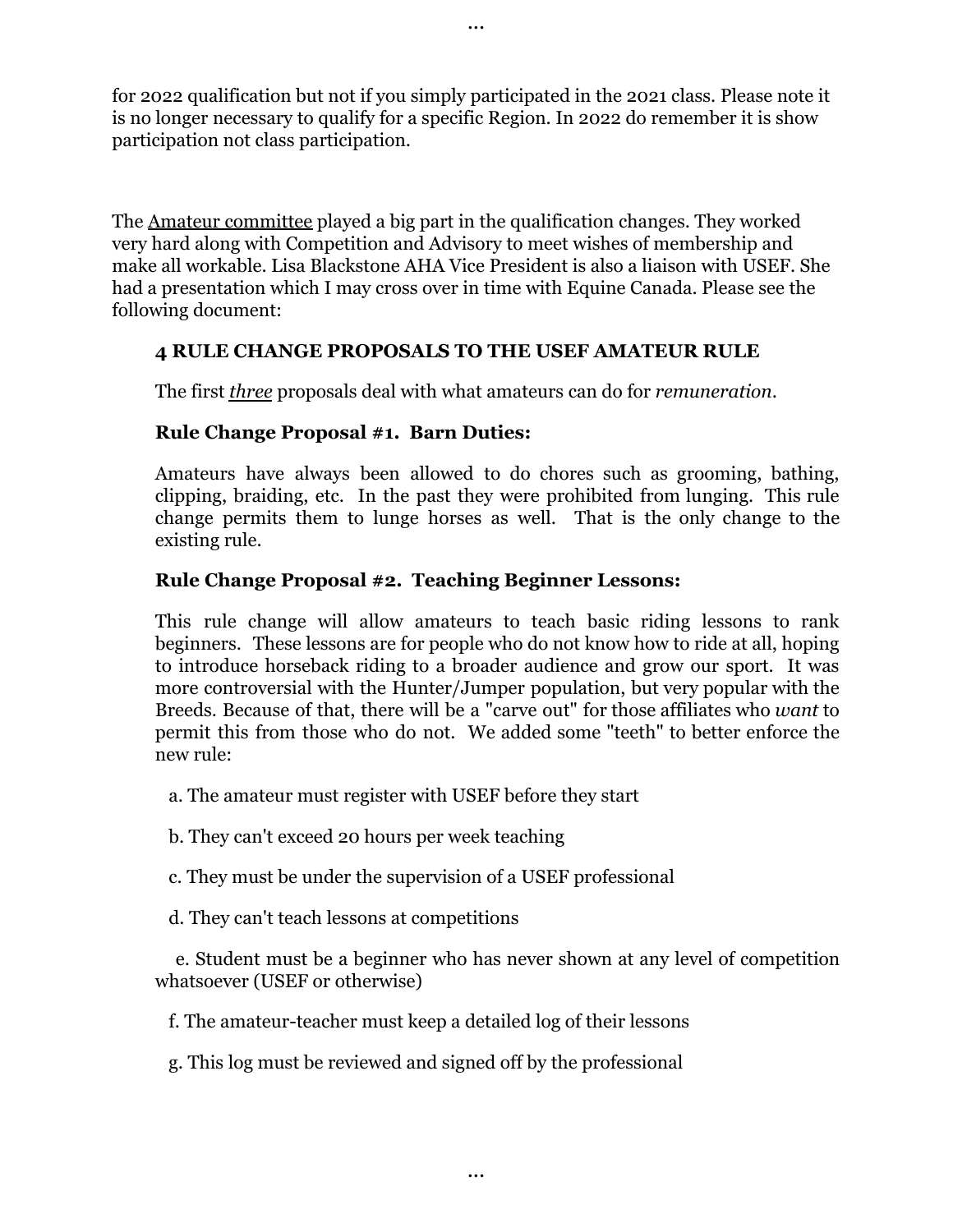for 2022 qualification but not if you simply participated in the 2021 class. Please note it is no longer necessary to qualify for a specific Region. In 2022 do remember it is show participation not class participation.

The Amateur committee played a big part in the qualification changes. They worked very hard along with Competition and Advisory to meet wishes of membership and make all workable. Lisa Blackstone AHA Vice President is also a liaison with USEF. She had a presentation which I may cross over in time with Equine Canada. Please see the following document:

**4 RULE CHANGE PROPOSALS TO THE USEF AMATEUR RULE**

The first ***three*** proposals deal with what amateurs can do for *remuneration*.

**Rule Change Proposal #1. Barn Duties:**

Amateurs have always been allowed to do chores such as grooming, bathing, clipping, braiding, etc. In the past they were prohibited from lunging. This rule change permits them to lunge horses as well. That is the only change to the existing rule.

**Rule Change Proposal #2. Teaching Beginner Lessons:**

This rule change will allow amateurs to teach basic riding lessons to rank beginners. These lessons are for people who do not know how to ride at all, hoping to introduce horseback riding to a broader audience and grow our sport. It was more controversial with the Hunter/Jumper population, but very popular with the Breeds. Because of that, there will be a "carve out" for those affiliates who *want* to permit this from those who do not. We added some "teeth" to better enforce the new rule:

a. The amateur must register with USEF before they start

b. They can't exceed 20 hours per week teaching

c. They must be under the supervision of a USEF professional

d. They can't teach lessons at competitions

e. Student must be a beginner who has never shown at any level of competition whatsoever (USEF or otherwise)

f. The amateur-teacher must keep a detailed log of their lessons

g. This log must be reviewed and signed off by the professional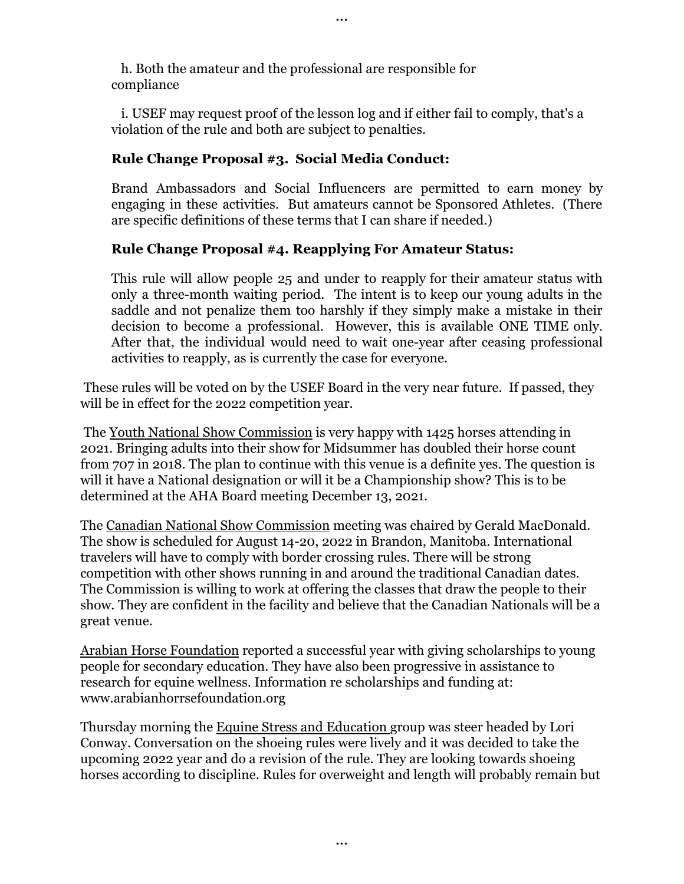h. Both the amateur and the professional are responsible for compliance

i. USEF may request proof of the lesson log and if either fail to comply, that's a violation of the rule and both are subject to penalties.

**Rule Change Proposal #3. Social Media Conduct:**

Brand Ambassadors and Social Influencers are permitted to earn money by engaging in these activities. But amateurs cannot be Sponsored Athletes. (There are specific definitions of these terms that I can share if needed.)

**Rule Change Proposal #4. Reapplying For Amateur Status:**

This rule will allow people 25 and under to reapply for their amateur status with only a three-month waiting period. The intent is to keep our young adults in the saddle and not penalize them too harshly if they simply make a mistake in their decision to become a professional. However, this is available ONE TIME only. After that, the individual would need to wait one-year after ceasing professional activities to reapply, as is currently the case for everyone.

These rules will be voted on by the USEF Board in the very near future. If passed, they will be in effect for the 2022 competition year.

The Youth National Show Commission is very happy with 1425 horses attending in 2021. Bringing adults into their show for Midsummer has doubled their horse count from 707 in 2018. The plan to continue with this venue is a definite yes. The question is will it have a National designation or will it be a Championship show? This is to be determined at the AHA Board meeting December 13, 2021.

The Canadian National Show Commission meeting was chaired by Gerald MacDonald. The show is scheduled for August 14-20, 2022 in Brandon, Manitoba. International travelers will have to comply with border crossing rules. There will be strong competition with other shows running in and around the traditional Canadian dates. The Commission is willing to work at offering the classes that draw the people to their show. They are confident in the facility and believe that the Canadian Nationals will be a great venue.

Arabian Horse Foundation reported a successful year with giving scholarships to young people for secondary education. They have also been progressive in assistance to research for equine wellness. Information re scholarships and funding at: www.arabianhorrsefoundation.org

Thursday morning the Equine Stress and Education group was steer headed by Lori Conway. Conversation on the shoeing rules were lively and it was decided to take the upcoming 2022 year and do a revision of the rule. They are looking towards shoeing horses according to discipline. Rules for overweight and length will probably remain but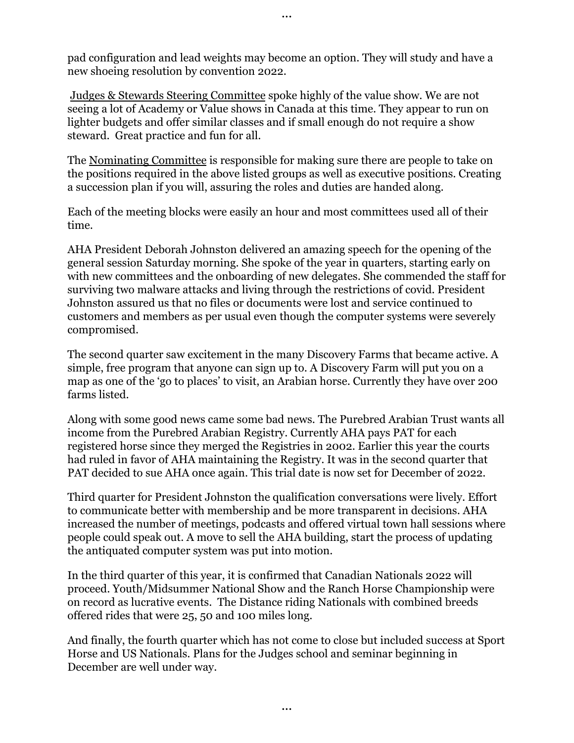pad configuration and lead weights may become an option. They will study and have a new shoeing resolution by convention 2022.

Judges & Stewards Steering Committee spoke highly of the value show. We are not seeing a lot of Academy or Value shows in Canada at this time. They appear to run on lighter budgets and offer similar classes and if small enough do not require a show steward. Great practice and fun for all.

The Nominating Committee is responsible for making sure there are people to take on the positions required in the above listed groups as well as executive positions. Creating a succession plan if you will, assuring the roles and duties are handed along.

Each of the meeting blocks were easily an hour and most committees used all of their time.

AHA President Deborah Johnston delivered an amazing speech for the opening of the general session Saturday morning. She spoke of the year in quarters, starting early on with new committees and the onboarding of new delegates. She commended the staff for surviving two malware attacks and living through the restrictions of covid. President Johnston assured us that no files or documents were lost and service continued to customers and members as per usual even though the computer systems were severely compromised.

The second quarter saw excitement in the many Discovery Farms that became active. A simple, free program that anyone can sign up to. A Discovery Farm will put you on a map as one of the 'go to places' to visit, an Arabian horse. Currently they have over 200 farms listed.

Along with some good news came some bad news. The Purebred Arabian Trust wants all income from the Purebred Arabian Registry. Currently AHA pays PAT for each registered horse since they merged the Registries in 2002. Earlier this year the courts had ruled in favor of AHA maintaining the Registry. It was in the second quarter that PAT decided to sue AHA once again. This trial date is now set for December of 2022.

Third quarter for President Johnston the qualification conversations were lively. Effort to communicate better with membership and be more transparent in decisions. AHA increased the number of meetings, podcasts and offered virtual town hall sessions where people could speak out. A move to sell the AHA building, start the process of updating the antiquated computer system was put into motion.

In the third quarter of this year, it is confirmed that Canadian Nationals 2022 will proceed. Youth/Midsummer National Show and the Ranch Horse Championship were on record as lucrative events. The Distance riding Nationals with combined breeds offered rides that were 25, 50 and 100 miles long.

And finally, the fourth quarter which has not come to close but included success at Sport Horse and US Nationals. Plans for the Judges school and seminar beginning in December are well under way.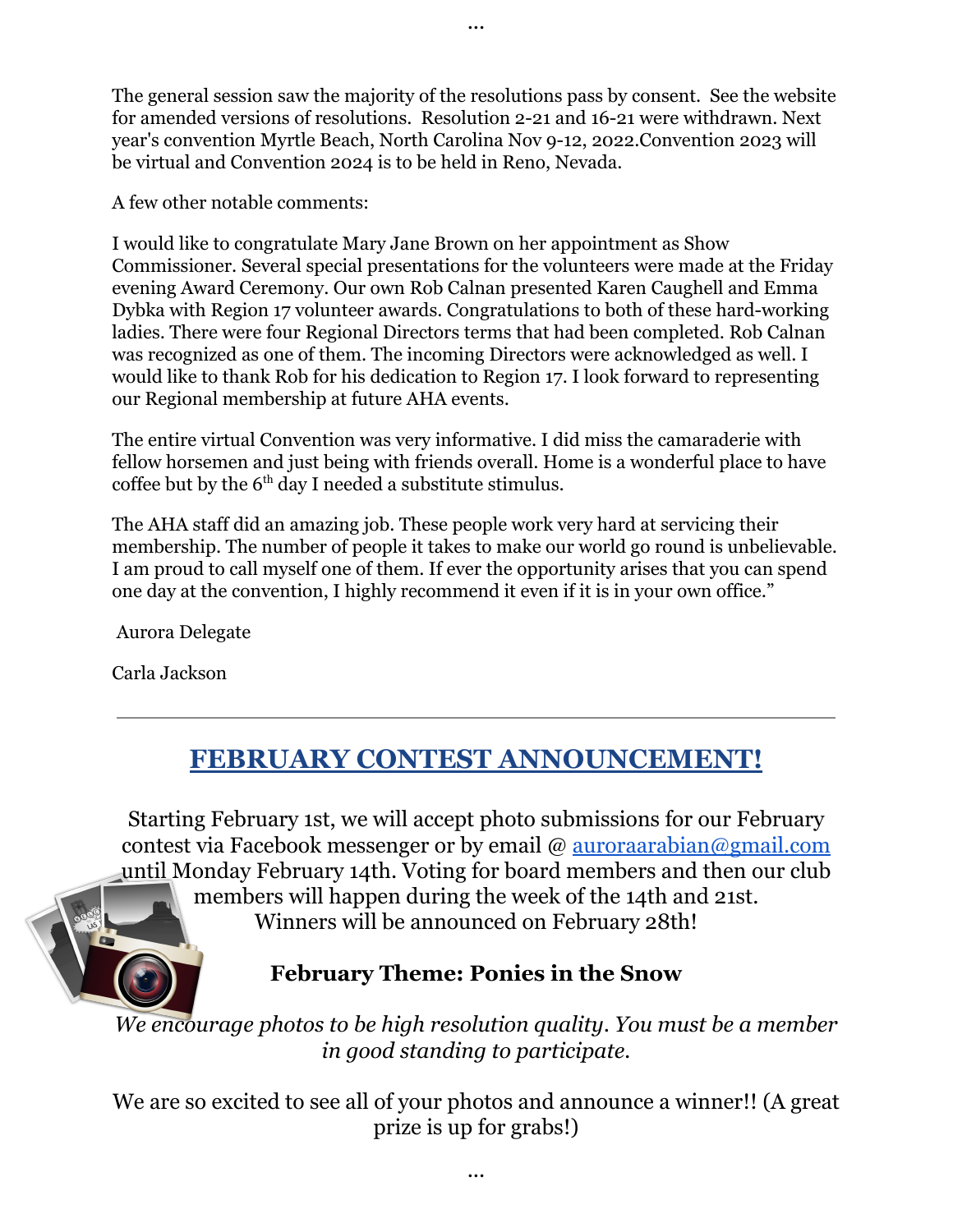...

The general session saw the majority of the resolutions pass by consent. See the website for amended versions of resolutions. Resolution 2-21 and 16-21 were withdrawn. Next year's convention Myrtle Beach, North Carolina Nov 9-12, 2022.Convention 2023 will be virtual and Convention 2024 is to be held in Reno, Nevada.

A few other notable comments:

I would like to congratulate Mary Jane Brown on her appointment as Show Commissioner. Several special presentations for the volunteers were made at the Friday evening Award Ceremony. Our own Rob Calnan presented Karen Caughell and Emma Dybka with Region 17 volunteer awards. Congratulations to both of these hard-working ladies. There were four Regional Directors terms that had been completed. Rob Calnan was recognized as one of them. The incoming Directors were acknowledged as well. I would like to thank Rob for his dedication to Region 17. I look forward to representing our Regional membership at future AHA events.

The entire virtual Convention was very informative. I did miss the camaraderie with fellow horsemen and just being with friends overall. Home is a wonderful place to have coffee but by the 6th day I needed a substitute stimulus.

The AHA staff did an amazing job. These people work very hard at servicing their membership. The number of people it takes to make our world go round is unbelievable. I am proud to call myself one of them. If ever the opportunity arises that you can spend one day at the convention, I highly recommend it even if it is in your own office."

Aurora Delegate

Carla Jackson

---

## FEBRUARY CONTEST ANNOUNCEMENT!

Starting February 1st, we will accept photo submissions for our February contest via Facebook messenger or by email @ auroraarabian@gmail.com until Monday February 14th. Voting for board members and then our club members will happen during the week of the 14th and 21st. Winners will be announced on February 28th!

**February Theme: Ponies in the Snow**

*We encourage photos to be high resolution quality. You must be a member in good standing to participate.*

We are so excited to see all of your photos and announce a winner!! (A great prize is up for grabs!)

...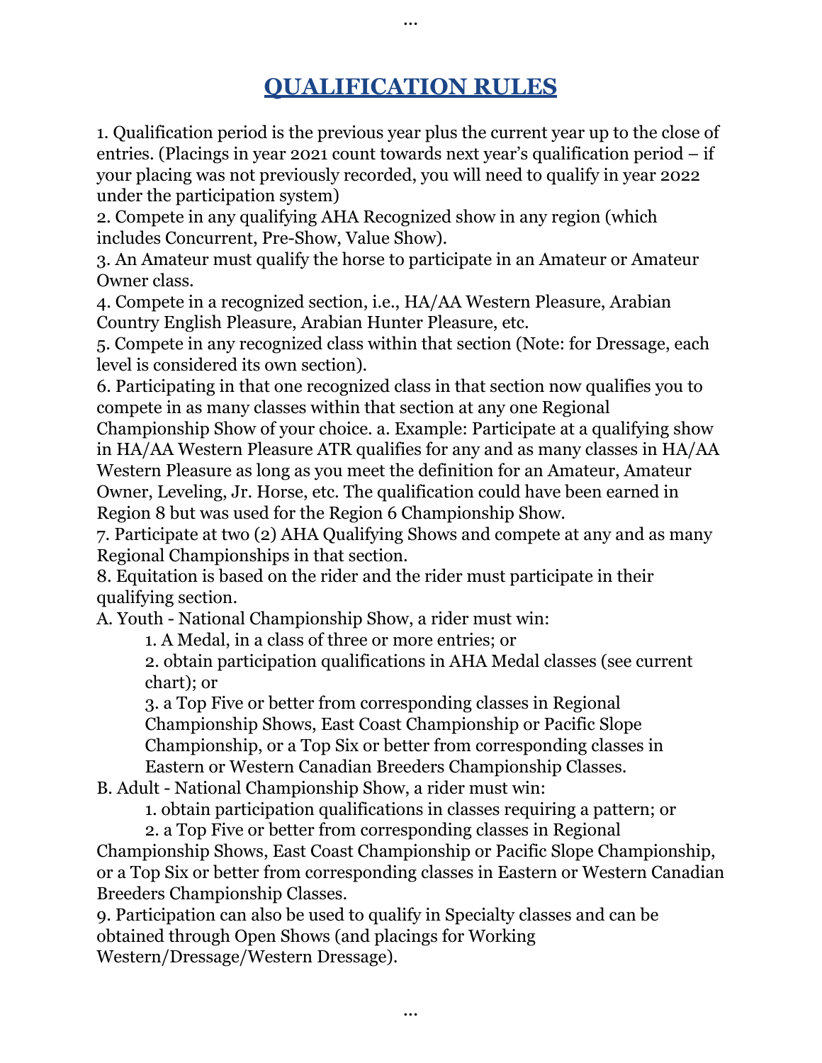# QUALIFICATION RULES

1. Qualification period is the previous year plus the current year up to the close of entries. (Placings in year 2021 count towards next year's qualification period – if your placing was not previously recorded, you will need to qualify in year 2022 under the participation system)
2. Compete in any qualifying AHA Recognized show in any region (which includes Concurrent, Pre-Show, Value Show).
3. An Amateur must qualify the horse to participate in an Amateur or Amateur Owner class.
4. Compete in a recognized section, i.e., HA/AA Western Pleasure, Arabian Country English Pleasure, Arabian Hunter Pleasure, etc.
5. Compete in any recognized class within that section (Note: for Dressage, each level is considered its own section).
6. Participating in that one recognized class in that section now qualifies you to compete in as many classes within that section at any one Regional Championship Show of your choice. a. Example: Participate at a qualifying show in HA/AA Western Pleasure ATR qualifies for any and as many classes in HA/AA Western Pleasure as long as you meet the definition for an Amateur, Amateur Owner, Leveling, Jr. Horse, etc. The qualification could have been earned in Region 8 but was used for the Region 6 Championship Show.
7. Participate at two (2) AHA Qualifying Shows and compete at any and as many Regional Championships in that section.
8. Equitation is based on the rider and the rider must participate in their qualifying section.

A. Youth - National Championship Show, a rider must win:

   1. A Medal, in a class of three or more entries; or
   2. obtain participation qualifications in AHA Medal classes (see current chart); or
   3. a Top Five or better from corresponding classes in Regional Championship Shows, East Coast Championship or Pacific Slope Championship, or a Top Six or better from corresponding classes in Eastern or Western Canadian Breeders Championship Classes.

B. Adult - National Championship Show, a rider must win:

   1. obtain participation qualifications in classes requiring a pattern; or
   2. a Top Five or better from corresponding classes in Regional Championship Shows, East Coast Championship or Pacific Slope Championship, or a Top Six or better from corresponding classes in Eastern or Western Canadian Breeders Championship Classes.

9. Participation can also be used to qualify in Specialty classes and can be obtained through Open Shows (and placings for Working Western/Dressage/Western Dressage).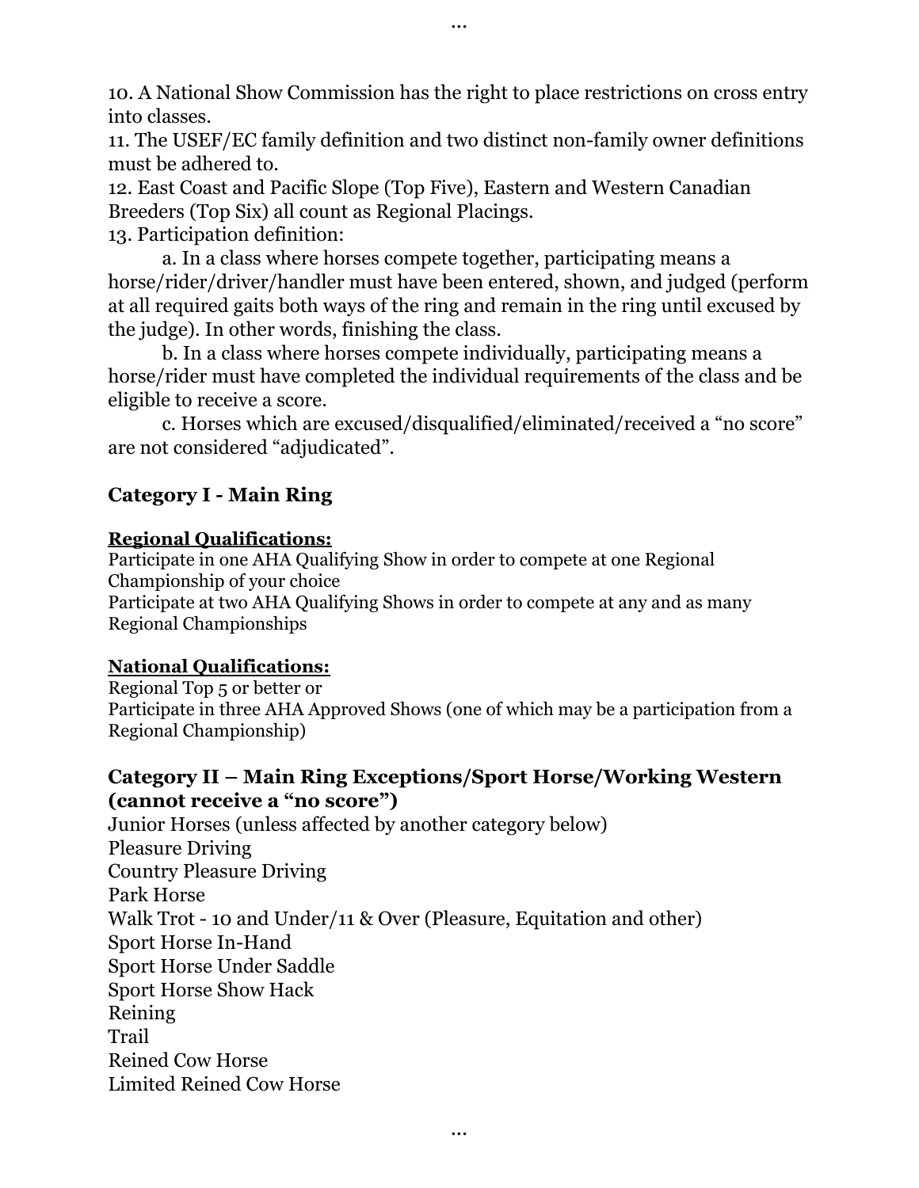10. A National Show Commission has the right to place restrictions on cross entry into classes.
11. The USEF/EC family definition and two distinct non-family owner definitions must be adhered to.
12. East Coast and Pacific Slope (Top Five), Eastern and Western Canadian Breeders (Top Six) all count as Regional Placings.
13. Participation definition:
    a. In a class where horses compete together, participating means a horse/rider/driver/handler must have been entered, shown, and judged (perform at all required gaits both ways of the ring and remain in the ring until excused by the judge). In other words, finishing the class.
    b. In a class where horses compete individually, participating means a horse/rider must have completed the individual requirements of the class and be eligible to receive a score.
    c. Horses which are excused/disqualified/eliminated/received a "no score" are not considered "adjudicated".

## Category I - Main Ring

**Regional Qualifications:**

Participate in one AHA Qualifying Show in order to compete at one Regional Championship of your choice
Participate at two AHA Qualifying Shows in order to compete at any and as many Regional Championships

**National Qualifications:**

Regional Top 5 or better or
Participate in three AHA Approved Shows (one of which may be a participation from a Regional Championship)

## Category II – Main Ring Exceptions/Sport Horse/Working Western (cannot receive a "no score")

Junior Horses (unless affected by another category below)
Pleasure Driving
Country Pleasure Driving
Park Horse
Walk Trot - 10 and Under/11 & Over (Pleasure, Equitation and other)
Sport Horse In-Hand
Sport Horse Under Saddle
Sport Horse Show Hack
Reining
Trail
Reined Cow Horse
Limited Reined Cow Horse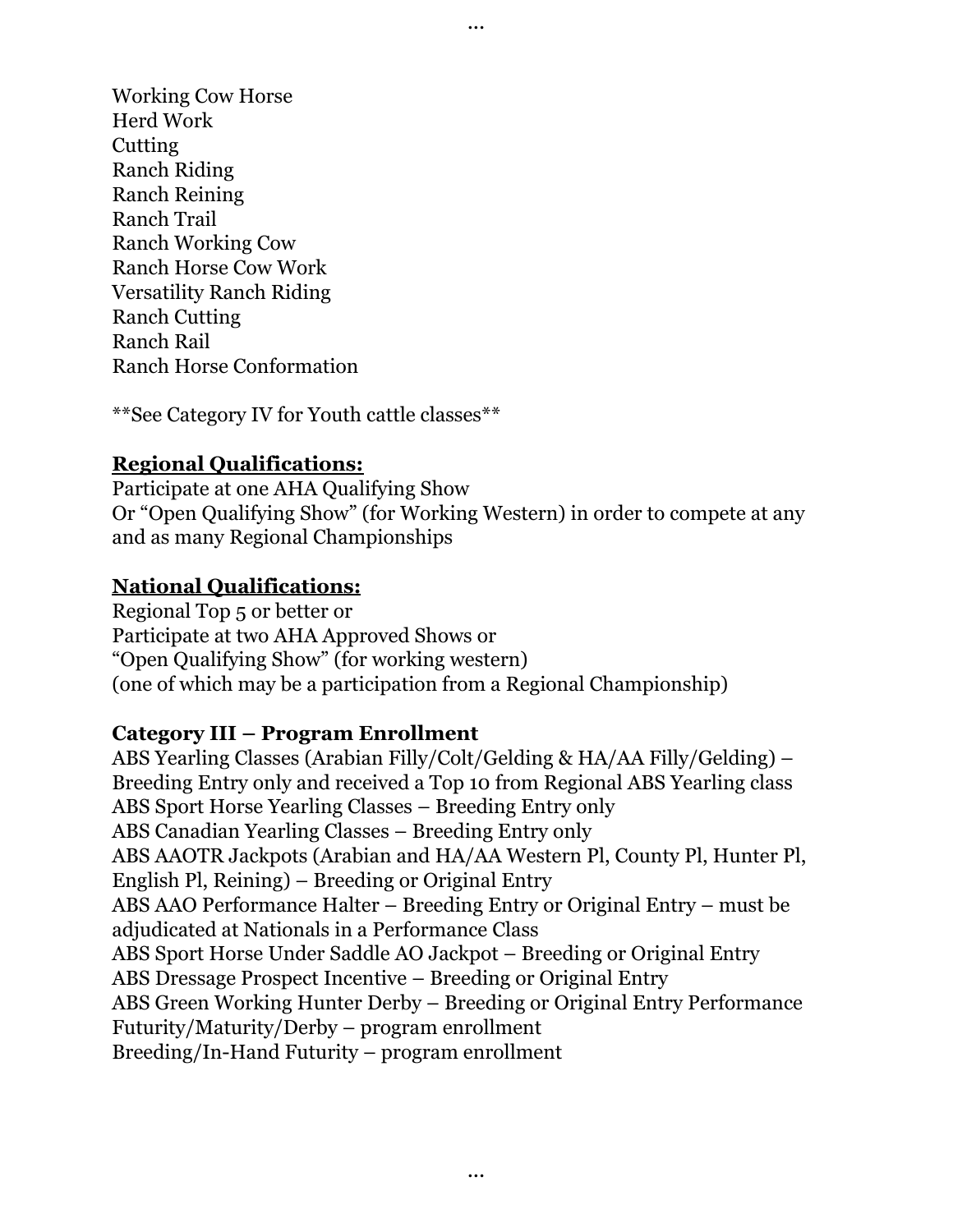Working Cow Horse
Herd Work
Cutting
Ranch Riding
Ranch Reining
Ranch Trail
Ranch Working Cow
Ranch Horse Cow Work
Versatility Ranch Riding
Ranch Cutting
Ranch Rail
Ranch Horse Conformation

**See Category IV for Youth cattle classes**

**Regional Qualifications:**

Participate at one AHA Qualifying Show
Or "Open Qualifying Show" (for Working Western) in order to compete at any and as many Regional Championships

**National Qualifications:**

Regional Top 5 or better or
Participate at two AHA Approved Shows or
"Open Qualifying Show" (for working western)
(one of which may be a participation from a Regional Championship)

**Category III – Program Enrollment**

ABS Yearling Classes (Arabian Filly/Colt/Gelding & HA/AA Filly/Gelding) – Breeding Entry only and received a Top 10 from Regional ABS Yearling class
ABS Sport Horse Yearling Classes – Breeding Entry only
ABS Canadian Yearling Classes – Breeding Entry only
ABS AAOTR Jackpots (Arabian and HA/AA Western Pl, County Pl, Hunter Pl, English Pl, Reining) – Breeding or Original Entry
ABS AAO Performance Halter – Breeding Entry or Original Entry – must be adjudicated at Nationals in a Performance Class
ABS Sport Horse Under Saddle AO Jackpot – Breeding or Original Entry
ABS Dressage Prospect Incentive – Breeding or Original Entry
ABS Green Working Hunter Derby – Breeding or Original Entry Performance Futurity/Maturity/Derby – program enrollment
Breeding/In-Hand Futurity – program enrollment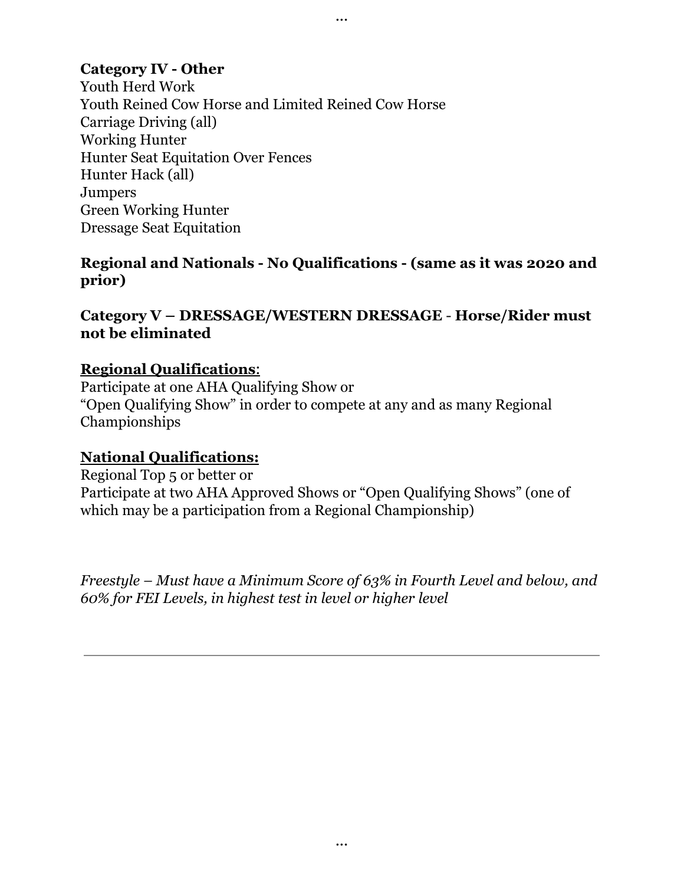**Category IV - Other**
Youth Herd Work
Youth Reined Cow Horse and Limited Reined Cow Horse
Carriage Driving (all)
Working Hunter
Hunter Seat Equitation Over Fences
Hunter Hack (all)
Jumpers
Green Working Hunter
Dressage Seat Equitation

**Regional and Nationals - No Qualifications - (same as it was 2020 and prior)**

**Category V – DRESSAGE/WESTERN DRESSAGE - Horse/Rider must not be eliminated**

**<u>Regional Qualifications</u>**:
Participate at one AHA Qualifying Show or
"Open Qualifying Show" in order to compete at any and as many Regional Championships

**<u>National Qualifications:</u>**
Regional Top 5 or better or
Participate at two AHA Approved Shows or "Open Qualifying Shows" (one of which may be a participation from a Regional Championship)

*Freestyle – Must have a Minimum Score of 63% in Fourth Level and below, and 60% for FEI Levels, in highest test in level or higher level*

---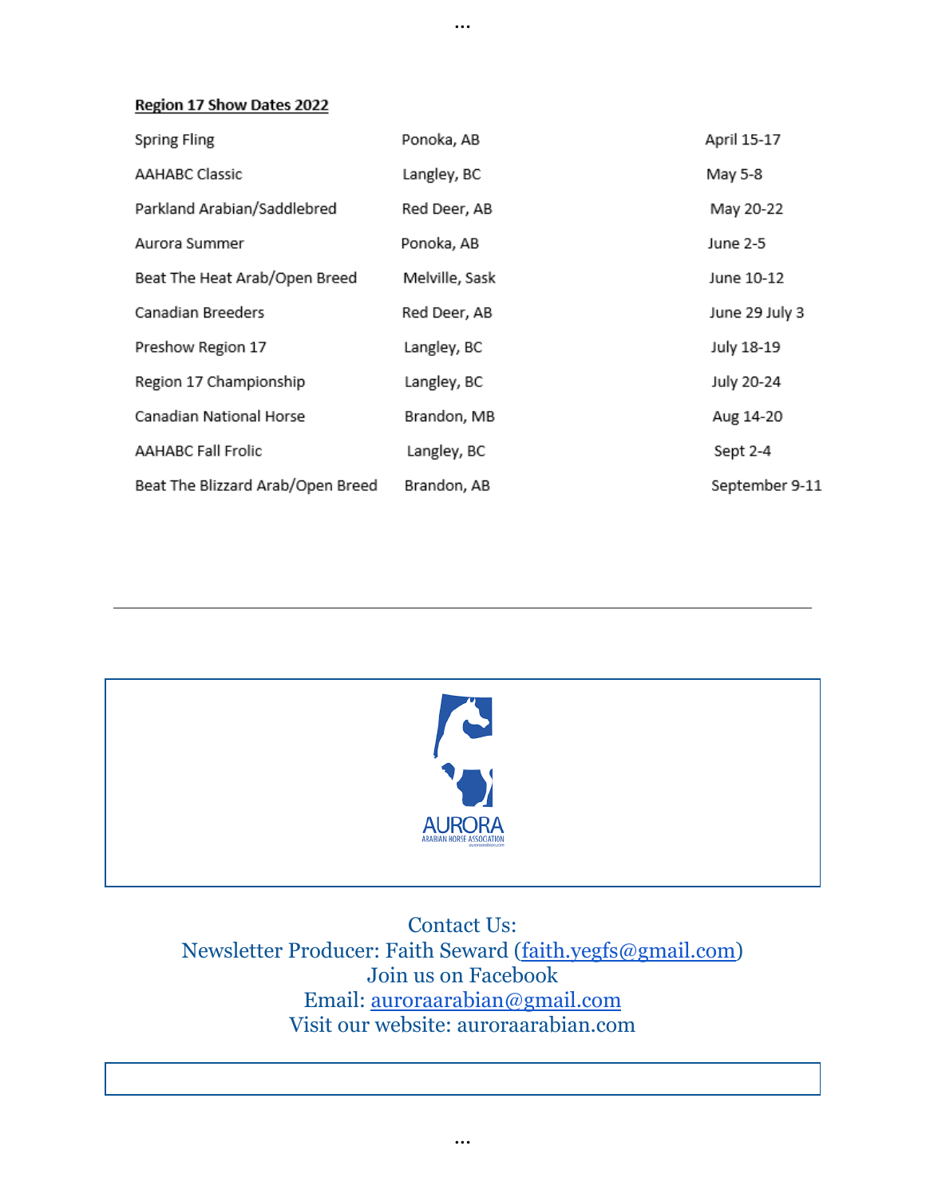**Region 17 Show Dates 2022**

| | | |
|---|---|---|
| Spring Fling | Ponoka, AB | April 15-17 |
| AAHABC Classic | Langley, BC | May 5-8 |
| Parkland Arabian/Saddlebred | Red Deer, AB | May 20-22 |
| Aurora Summer | Ponoka, AB | June 2-5 |
| Beat The Heat Arab/Open Breed | Melville, Sask | June 10-12 |
| Canadian Breeders | Red Deer, AB | June 29 July 3 |
| Preshow Region 17 | Langley, BC | July 18-19 |
| Region 17 Championship | Langley, BC | July 20-24 |
| Canadian National Horse | Brandon, MB | Aug 14-20 |
| AAHABC Fall Frolic | Langley, BC | Sept 2-4 |
| Beat The Blizzard Arab/Open Breed | Brandon, AB | September 9-11 |

---

AURORA
ARABIAN HORSE ASSOCIATION

Contact Us:
Newsletter Producer: Faith Seward (faith.yegfs@gmail.com)
Join us on Facebook
Email: auroraarabian@gmail.com
Visit our website: auroraarabian.com